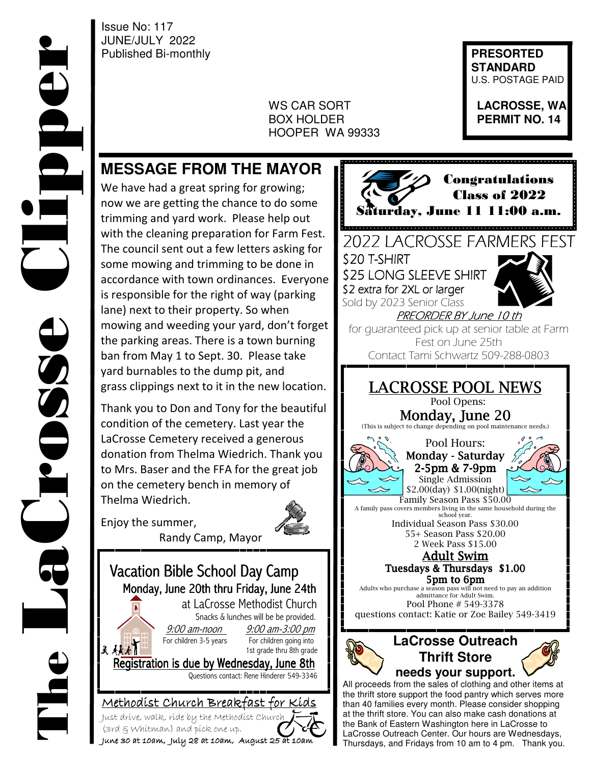# The LaCrosse Clipper

Issue No: 117
JUNE/JULY 2022
Published Bi-monthly

WS CAR SORT
BOX HOLDER
HOOPER WA 99333

**PRESORTED STANDARD**
U.S. POSTAGE PAID

**LACROSSE, WA**
**PERMIT NO. 14**

## MESSAGE FROM THE MAYOR

We have had a great spring for growing; now we are getting the chance to do some trimming and yard work. Please help out with the cleaning preparation for Farm Fest. The council sent out a few letters asking for some mowing and trimming to be done in accordance with town ordinances. Everyone is responsible for the right of way (parking lane) next to their property. So when mowing and weeding your yard, don't forget the parking areas. There is a town burning ban from May 1 to Sept. 30. Please take yard burnables to the dump pit, and grass clippings next to it in the new location.

Thank you to Don and Tony for the beautiful condition of the cemetery. Last year the LaCrosse Cemetery received a generous donation from Thelma Wiedrich. Thank you to Mrs. Baser and the FFA for the great job on the cemetery bench in memory of Thelma Wiedrich.

Enjoy the summer,
Randy Camp, Mayor

## Vacation Bible School Day Camp

**Monday, June 20th thru Friday, June 24th**
at LaCrosse Methodist Church
Snacks & lunches will be provided.

*9:00 am-noon* — For children 3-5 years
*9:00 am-3:00 pm* — For children going into 1st grade thru 8th grade

**Registration is due by Wednesday, June 8th**
Questions contact: Rene Hinderer 549-3346

## Methodist Church Breakfast for Kids

Just drive, walk, ride by the Methodist Church (3rd & Whitman) and pick one up.
**June 30 at 10am, July 28 at 10am, August 25 at 10am**

## Congratulations Class of 2022

**Saturday, June 11 11:00 a.m.**

## 2022 LACROSSE FARMERS FEST

$20 T-SHIRT
$25 LONG SLEEVE SHIRT
$2 extra for 2XL or larger
Sold by 2023 Senior Class
*PREORDER BY June 10 th*
for guaranteed pick up at senior table at Farm Fest on June 25th
Contact Tami Schwartz 509-288-0803

## LACROSSE POOL NEWS

Pool Opens:
**Monday, June 20**
(This is subject to change depending on pool maintenance needs.)

Pool Hours:
**Monday - Saturday**
**2-5pm & 7-9pm**
Single Admission
$2.00(day) $1.00(night)
Family Season Pass $50.00
A family pass covers members living in the same household during the school year.
Individual Season Pass $30.00
55+ Season Pass $20.00
2 Week Pass $15.00

**Adult Swim**
**Tuesdays & Thursdays $1.00**
**5pm to 6pm**
Adults who purchase a season pass will not need to pay an addition admittance for Adult Swim.
Pool Phone # 549-3378
questions contact: Katie or Zoe Bailey 549-3419

## LaCrosse Outreach Thrift Store needs your support.

All proceeds from the sales of clothing and other items at the thrift store support the food pantry which serves more than 40 families every month. Please consider shopping at the thrift store. You can also make cash donations at the Bank of Eastern Washington here in LaCrosse to LaCrosse Outreach Center. Our hours are Wednesdays, Thursdays, and Fridays from 10 am to 4 pm. Thank you.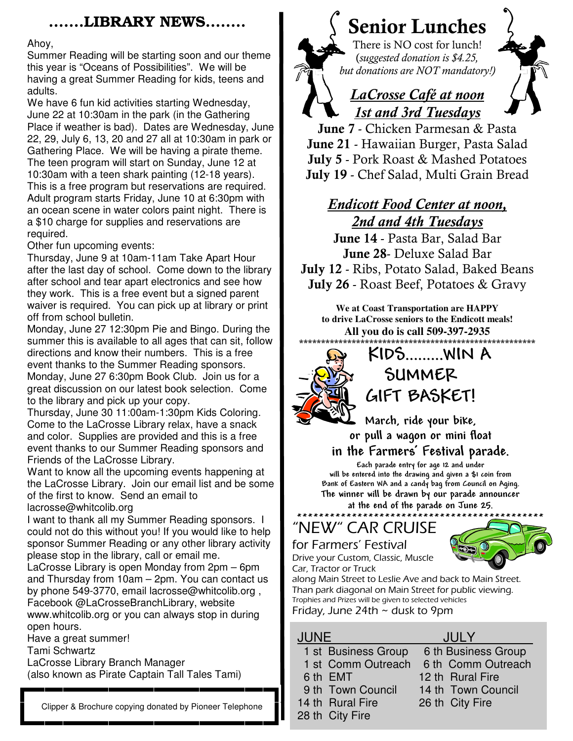## .......LIBRARY NEWS........

Ahoy,

Summer Reading will be starting soon and our theme this year is "Oceans of Possibilities". We will be having a great Summer Reading for kids, teens and adults.

We have 6 fun kid activities starting Wednesday, June 22 at 10:30am in the park (in the Gathering Place if weather is bad). Dates are Wednesday, June 22, 29, July 6, 13, 20 and 27 all at 10:30am in park or Gathering Place. We will be having a pirate theme. The teen program will start on Sunday, June 12 at 10:30am with a teen shark painting (12-18 years). This is a free program but reservations are required. Adult program starts Friday, June 10 at 6:30pm with an ocean scene in water colors paint night. There is a $10 charge for supplies and reservations are required.

Other fun upcoming events:

Thursday, June 9 at 10am-11am Take Apart Hour after the last day of school. Come down to the library after school and tear apart electronics and see how they work. This is a free event but a signed parent waiver is required. You can pick up at library or print off from school bulletin.

Monday, June 27 12:30pm Pie and Bingo. During the summer this is available to all ages that can sit, follow directions and know their numbers. This is a free event thanks to the Summer Reading sponsors.

Monday, June 27 6:30pm Book Club. Join us for a great discussion on our latest book selection. Come to the library and pick up your copy.

Thursday, June 30 11:00am-1:30pm Kids Coloring. Come to the LaCrosse Library relax, have a snack and color. Supplies are provided and this is a free event thanks to our Summer Reading sponsors and Friends of the LaCrosse Library.

Want to know all the upcoming events happening at the LaCrosse Library. Join our email list and be some of the first to know. Send an email to lacrosse@whitcolib.org

I want to thank all my Summer Reading sponsors. I could not do this without you! If you would like to help sponsor Summer Reading or any other library activity please stop in the library, call or email me.

LaCrosse Library is open Monday from 2pm – 6pm and Thursday from 10am – 2pm. You can contact us by phone 549-3770, email lacrosse@whitcolib.org , Facebook @LaCrosseBranchLibrary, website www.whitcolib.org or you can always stop in during open hours.

Have a great summer!

Tami Schwartz

LaCrosse Library Branch Manager

(also known as Pirate Captain Tall Tales Tami)

Clipper & Brochure copying donated by Pioneer Telephone

# Senior Lunches

There is NO cost for lunch!

(*suggested donation is $4.25, but donations are NOT mandatory!)*

### *LaCrosse Café at noon*
### *1st and 3rd Tuesdays*

**June 7** - Chicken Parmesan & Pasta
**June 21** - Hawaiian Burger, Pasta Salad
**July 5** - Pork Roast & Mashed Potatoes
**July 19** - Chef Salad, Multi Grain Bread

### *Endicott Food Center at noon,*
### *2nd and 4th Tuesdays*

**June 14** - Pasta Bar, Salad Bar
**June 28**- Deluxe Salad Bar
**July 12** - Ribs, Potato Salad, Baked Beans
**July 26** - Roast Beef, Potatoes & Gravy

**We at Coast Transportation are HAPPY to drive LaCrosse seniors to the Endicott meals!**
**All you do is call 509-397-2935**

*********************************************************

## KIDS.........WIN A SUMMER GIFT BASKET!

March, ride your bike, or pull a wagon or mini float in the Farmers' Festival parade.

Each parade entry for age 12 and under will be entered into the drawing and given a $1 coin from Bank of Eastern WA and a candy bag from Council on Aging.

The winner will be drawn by our parade announcer at the end of the parade on June 25.

*********************************************

## "NEW" CAR CRUISE
### for Farmers' Festival

Drive your Custom, Classic, Muscle Car, Tractor or Truck along Main Street to Leslie Ave and back to Main Street. Than park diagonal on Main Street for public viewing.

Trophies and Prizes will be given to selected vehicles

Friday, June 24th ~ dusk to 9pm

| JUNE | JULY |
|---|---|
| 1 st Business Group | 6 th Business Group |
| 1 st Comm Outreach | 6 th Comm Outreach |
| 6 th EMT | 12 th Rural Fire |
| 9 th Town Council | 14 th Town Council |
| 14 th Rural Fire | 26 th City Fire |
| 28 th City Fire | |